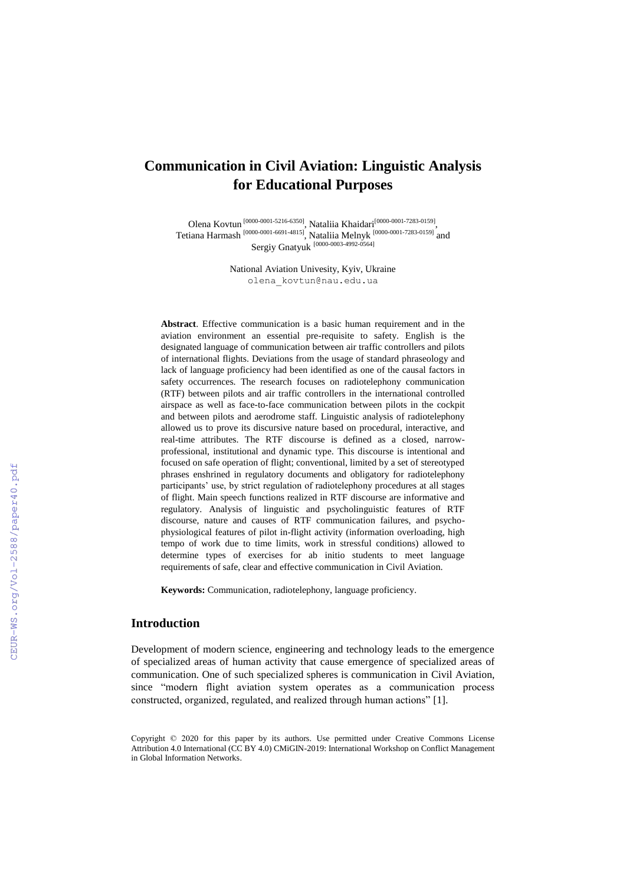# Communication in Civil Aviation: Linguistic Analysis for Educational Purposes

Olena Kovtun [0000-0001-5216-6350], Nataliia Khaidari[0000-0001-7283-0159], Tetiana Harmash [0000-0001-6691-4815], Nataliia Melnyk [0000-0001-7283-0159] and Sergiy Gnatyuk [0000-0003-4992-0564]

National Aviation Univesity, Kyiv, Ukraine
olena_kovtun@nau.edu.ua

**Abstract**. Effective communication is a basic human requirement and in the aviation environment an essential pre-requisite to safety. English is the designated language of communication between air traffic controllers and pilots of international flights. Deviations from the usage of standard phraseology and lack of language proficiency had been identified as one of the causal factors in safety occurrences. The research focuses on radiotelephony communication (RTF) between pilots and air traffic controllers in the international controlled airspace as well as face-to-face communication between pilots in the cockpit and between pilots and aerodrome staff. Linguistic analysis of radiotelephony allowed us to prove its discursive nature based on procedural, interactive, and real-time attributes. The RTF discourse is defined as a closed, narrow-professional, institutional and dynamic type. This discourse is intentional and focused on safe operation of flight; conventional, limited by a set of stereotyped phrases enshrined in regulatory documents and obligatory for radiotelephony participants' use, by strict regulation of radiotelephony procedures at all stages of flight. Main speech functions realized in RTF discourse are informative and regulatory. Analysis of linguistic and psycholinguistic features of RTF discourse, nature and causes of RTF communication failures, and psycho-physiological features of pilot in-flight activity (information overloading, high tempo of work due to time limits, work in stressful conditions) allowed to determine types of exercises for ab initio students to meet language requirements of safe, clear and effective communication in Civil Aviation.

**Keywords:** Communication, radiotelephony, language proficiency.

## Introduction

Development of modern science, engineering and technology leads to the emergence of specialized areas of human activity that cause emergence of specialized areas of communication. One of such specialized spheres is communication in Civil Aviation, since "modern flight aviation system operates as a communication process constructed, organized, regulated, and realized through human actions" [1].

Copyright © 2020 for this paper by its authors. Use permitted under Creative Commons License Attribution 4.0 International (CC BY 4.0) CMiGIN-2019: International Workshop on Conflict Management in Global Information Networks.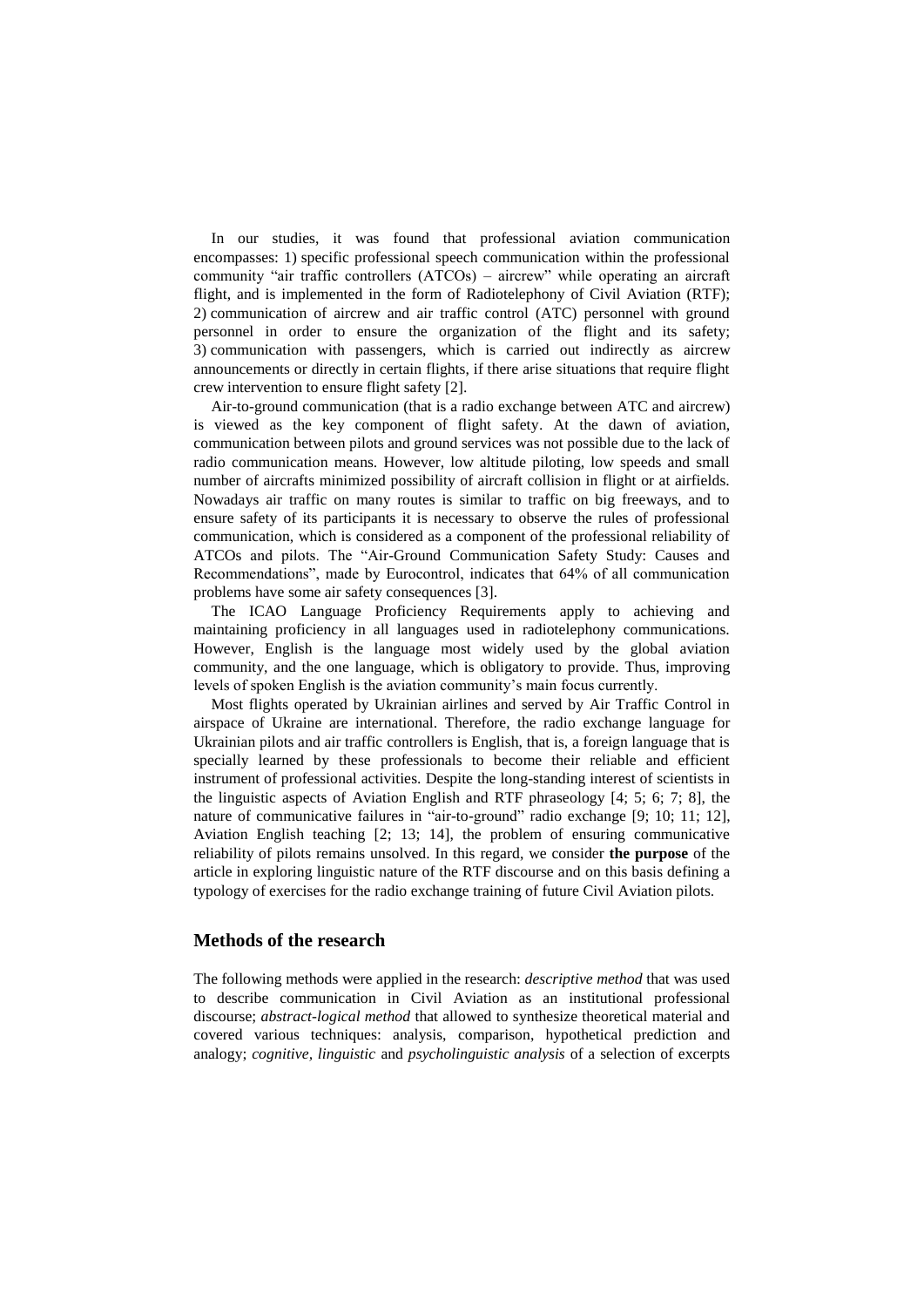In our studies, it was found that professional aviation communication encompasses: 1) specific professional speech communication within the professional community "air traffic controllers (ATCOs) – aircrew" while operating an aircraft flight, and is implemented in the form of Radiotelephony of Civil Aviation (RTF); 2) communication of aircrew and air traffic control (ATC) personnel with ground personnel in order to ensure the organization of the flight and its safety; 3) communication with passengers, which is carried out indirectly as aircrew announcements or directly in certain flights, if there arise situations that require flight crew intervention to ensure flight safety [2].

Air-to-ground communication (that is a radio exchange between ATC and aircrew) is viewed as the key component of flight safety. At the dawn of aviation, communication between pilots and ground services was not possible due to the lack of radio communication means. However, low altitude piloting, low speeds and small number of aircrafts minimized possibility of aircraft collision in flight or at airfields. Nowadays air traffic on many routes is similar to traffic on big freeways, and to ensure safety of its participants it is necessary to observe the rules of professional communication, which is considered as a component of the professional reliability of ATCOs and pilots. The "Air-Ground Communication Safety Study: Causes and Recommendations", made by Eurocontrol, indicates that 64% of all communication problems have some air safety consequences [3].

The ICAO Language Proficiency Requirements apply to achieving and maintaining proficiency in all languages used in radiotelephony communications. However, English is the language most widely used by the global aviation community, and the one language, which is obligatory to provide. Thus, improving levels of spoken English is the aviation community's main focus currently.

Most flights operated by Ukrainian airlines and served by Air Traffic Control in airspace of Ukraine are international. Therefore, the radio exchange language for Ukrainian pilots and air traffic controllers is English, that is, a foreign language that is specially learned by these professionals to become their reliable and efficient instrument of professional activities. Despite the long-standing interest of scientists in the linguistic aspects of Aviation English and RTF phraseology [4; 5; 6; 7; 8], the nature of communicative failures in "air-to-ground" radio exchange [9; 10; 11; 12], Aviation English teaching [2; 13; 14], the problem of ensuring communicative reliability of pilots remains unsolved. In this regard, we consider **the purpose** of the article in exploring linguistic nature of the RTF discourse and on this basis defining a typology of exercises for the radio exchange training of future Civil Aviation pilots.

## Methods of the research

The following methods were applied in the research: *descriptive method* that was used to describe communication in Civil Aviation as an institutional professional discourse; *abstract-logical method* that allowed to synthesize theoretical material and covered various techniques: analysis, comparison, hypothetical prediction and analogy; *cognitive, linguistic* and *psycholinguistic analysis* of a selection of excerpts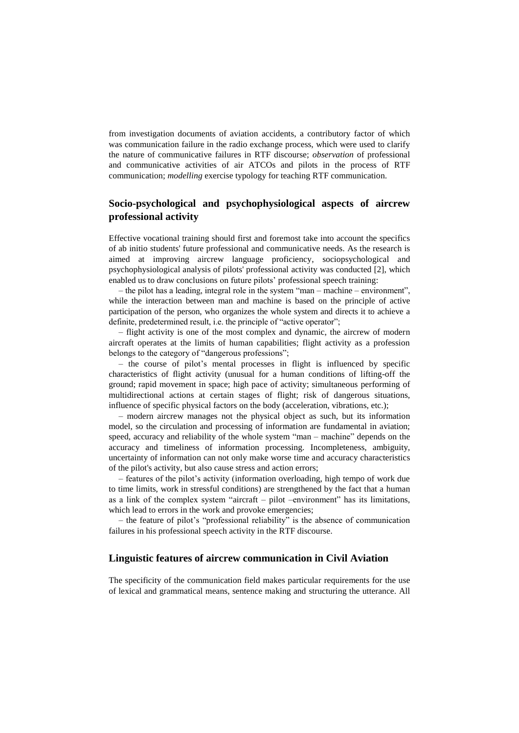from investigation documents of aviation accidents, a contributory factor of which was communication failure in the radio exchange process, which were used to clarify the nature of communicative failures in RTF discourse; *observation* of professional and communicative activities of air ATCOs and pilots in the process of RTF communication; *modelling* exercise typology for teaching RTF communication.

## Socio-psychological and psychophysiological aspects of aircrew professional activity

Effective vocational training should first and foremost take into account the specifics of ab initio students' future professional and communicative needs. As the research is aimed at improving aircrew language proficiency, sociopsychological and psychophysiological analysis of pilots' professional activity was conducted [2], which enabled us to draw conclusions on future pilots' professional speech training:

– the pilot has a leading, integral role in the system "man – machine – environment", while the interaction between man and machine is based on the principle of active participation of the person, who organizes the whole system and directs it to achieve a definite, predetermined result, i.e. the principle of "active operator";

– flight activity is one of the most complex and dynamic, the aircrew of modern aircraft operates at the limits of human capabilities; flight activity as a profession belongs to the category of "dangerous professions";

– the course of pilot's mental processes in flight is influenced by specific characteristics of flight activity (unusual for a human conditions of lifting-off the ground; rapid movement in space; high pace of activity; simultaneous performing of multidirectional actions at certain stages of flight; risk of dangerous situations, influence of specific physical factors on the body (acceleration, vibrations, etc.);

– modern aircrew manages not the physical object as such, but its information model, so the circulation and processing of information are fundamental in aviation; speed, accuracy and reliability of the whole system "man – machine" depends on the accuracy and timeliness of information processing. Incompleteness, ambiguity, uncertainty of information can not only make worse time and accuracy characteristics of the pilot's activity, but also cause stress and action errors;

– features of the pilot's activity (information overloading, high tempo of work due to time limits, work in stressful conditions) are strengthened by the fact that a human as a link of the complex system "aircraft – pilot –environment" has its limitations, which lead to errors in the work and provoke emergencies;

– the feature of pilot's "professional reliability" is the absence of communication failures in his professional speech activity in the RTF discourse.

## Linguistic features of aircrew communication in Civil Aviation

The specificity of the communication field makes particular requirements for the use of lexical and grammatical means, sentence making and structuring the utterance. All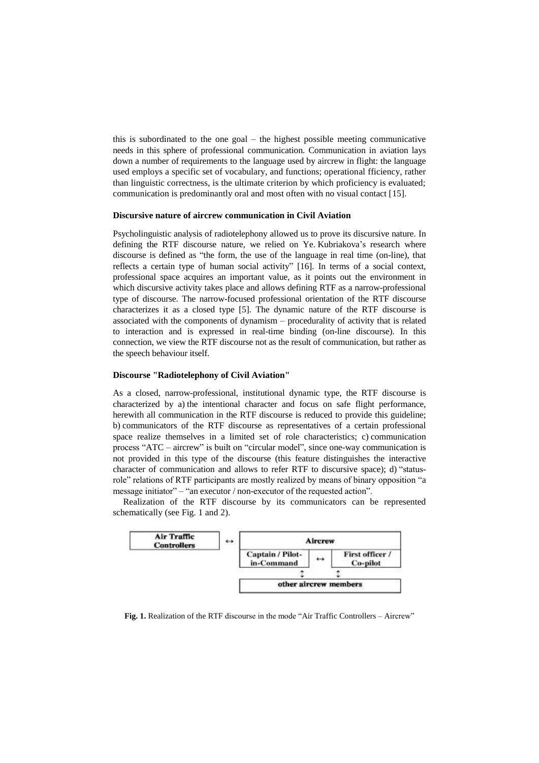this is subordinated to the one goal – the highest possible meeting communicative needs in this sphere of professional communication. Communication in aviation lays down a number of requirements to the language used by aircrew in flight: the language used employs a specific set of vocabulary, and functions; operational fficiency, rather than linguistic correctness, is the ultimate criterion by which proficiency is evaluated; communication is predominantly oral and most often with no visual contact [15].

### Discursive nature of aircrew communication in Civil Aviation

Psycholinguistic analysis of radiotelephony allowed us to prove its discursive nature. In defining the RTF discourse nature, we relied on Ye. Kubriakova's research where discourse is defined as "the form, the use of the language in real time (on-line), that reflects a certain type of human social activity" [16]. In terms of a social context, professional space acquires an important value, as it points out the environment in which discursive activity takes place and allows defining RTF as a narrow-professional type of discourse. The narrow-focused professional orientation of the RTF discourse characterizes it as a closed type [5]. The dynamic nature of the RTF discourse is associated with the components of dynamism – procedurality of activity that is related to interaction and is expressed in real-time binding (on-line discourse). In this connection, we view the RTF discourse not as the result of communication, but rather as the speech behaviour itself.

### Discourse "Radiotelephony of Civil Aviation"

As a closed, narrow-professional, institutional dynamic type, the RTF discourse is characterized by a) the intentional character and focus on safe flight performance, herewith all communication in the RTF discourse is reduced to provide this guideline; b) communicators of the RTF discourse as representatives of a certain professional space realize themselves in a limited set of role characteristics; c) communication process "ATC – aircrew" is built on "circular model", since one-way communication is not provided in this type of the discourse (this feature distinguishes the interactive character of communication and allows to refer RTF to discursive space); d) "status-role" relations of RTF participants are mostly realized by means of binary opposition "a message initiator" – "an executor / non-executor of the requested action".

Realization of the RTF discourse by its communicators can be represented schematically (see Fig. 1 and 2).

Air Traffic Controllers ↔ Aircrew

Captain / Pilot-in-Command ↔ First officer / Co-pilot

other aircrew members

**Fig. 1.** Realization of the RTF discourse in the mode "Air Traffic Controllers – Aircrew"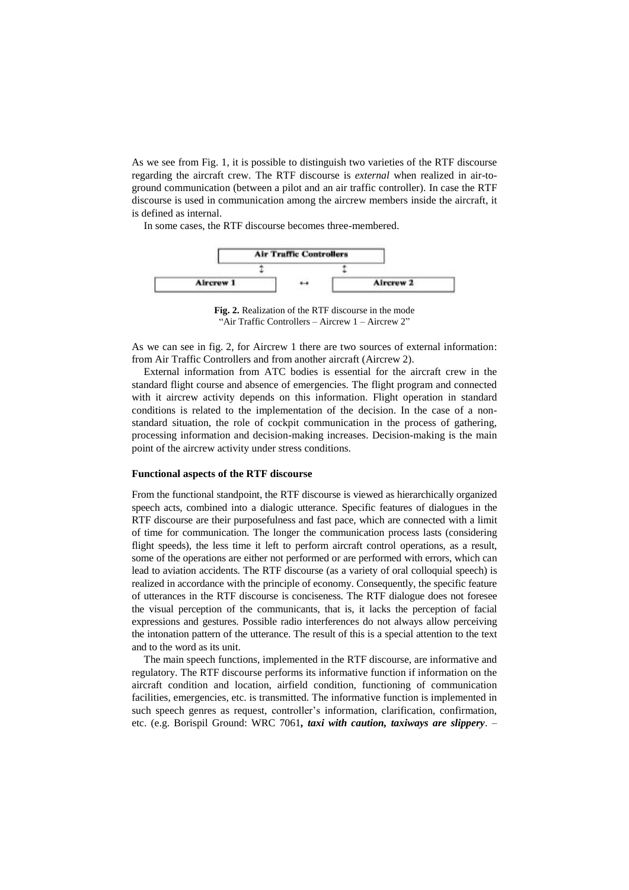As we see from Fig. 1, it is possible to distinguish two varieties of the RTF discourse regarding the aircraft crew. The RTF discourse is *external* when realized in air-to-ground communication (between a pilot and an air traffic controller). In case the RTF discourse is used in communication among the aircrew members inside the aircraft, it is defined as internal.

In some cases, the RTF discourse becomes three-membered.

Air Traffic Controllers

↕ ↕

Aircrew 1 ↔ Aircrew 2

**Fig. 2.** Realization of the RTF discourse in the mode "Air Traffic Controllers – Aircrew 1 – Aircrew 2"

As we can see in fig. 2, for Aircrew 1 there are two sources of external information: from Air Traffic Controllers and from another aircraft (Aircrew 2).

External information from ATC bodies is essential for the aircraft crew in the standard flight course and absence of emergencies. The flight program and connected with it aircrew activity depends on this information. Flight operation in standard conditions is related to the implementation of the decision. In the case of a non-standard situation, the role of cockpit communication in the process of gathering, processing information and decision-making increases. Decision-making is the main point of the aircrew activity under stress conditions.

### Functional aspects of the RTF discourse

From the functional standpoint, the RTF discourse is viewed as hierarchically organized speech acts, combined into a dialogic utterance. Specific features of dialogues in the RTF discourse are their purposefulness and fast pace, which are connected with a limit of time for communication. The longer the communication process lasts (considering flight speeds), the less time it left to perform aircraft control operations, as a result, some of the operations are either not performed or are performed with errors, which can lead to aviation accidents. The RTF discourse (as a variety of oral colloquial speech) is realized in accordance with the principle of economy. Consequently, the specific feature of utterances in the RTF discourse is conciseness. The RTF dialogue does not foresee the visual perception of the communicants, that is, it lacks the perception of facial expressions and gestures. Possible radio interferences do not always allow perceiving the intonation pattern of the utterance. The result of this is a special attention to the text and to the word as its unit.

The main speech functions, implemented in the RTF discourse, are informative and regulatory. The RTF discourse performs its informative function if information on the aircraft condition and location, airfield condition, functioning of communication facilities, emergencies, etc. is transmitted. The informative function is implemented in such speech genres as request, controller's information, clarification, confirmation, etc. (e.g. Borispil Ground: WRC 7061***, taxi with caution, taxiways are slippery***. –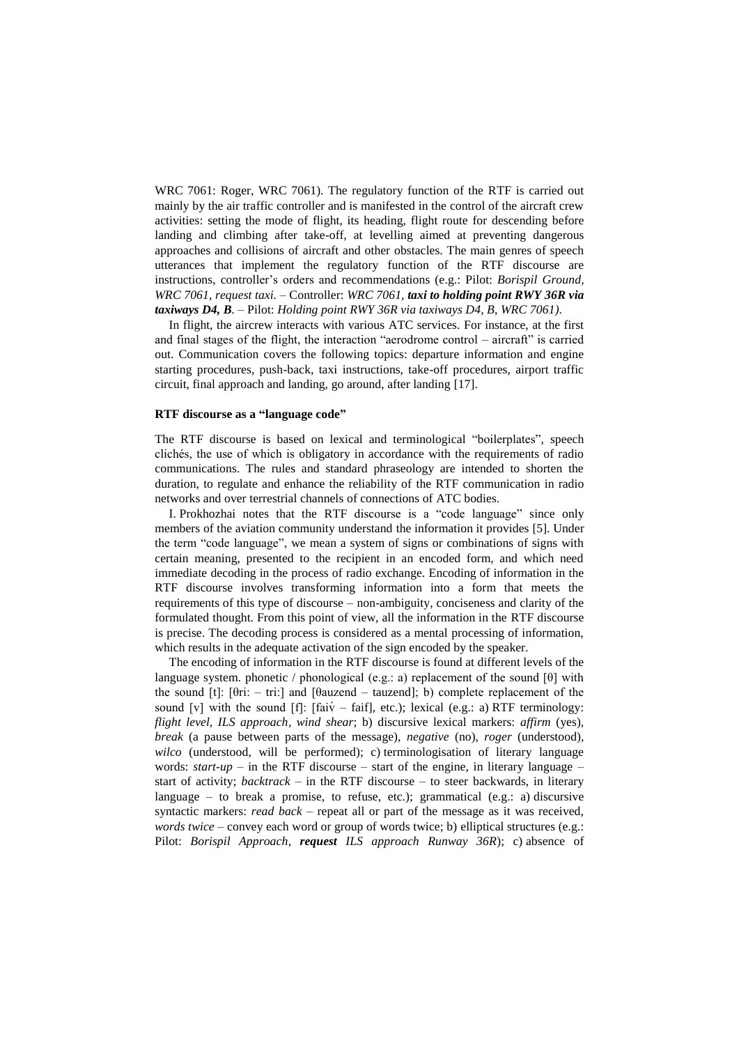WRC 7061: Roger, WRC 7061). The regulatory function of the RTF is carried out mainly by the air traffic controller and is manifested in the control of the aircraft crew activities: setting the mode of flight, its heading, flight route for descending before landing and climbing after take-off, at levelling aimed at preventing dangerous approaches and collisions of aircraft and other obstacles. The main genres of speech utterances that implement the regulatory function of the RTF discourse are instructions, controller's orders and recommendations (e.g.: Pilot: *Borispil Ground, WRC 7061, request taxi.* – Controller: *WRC 7061,* ***taxi to holding point RWY 36R via taxiways D4, B****.* – Pilot: *Holding point RWY 36R via taxiways D4, B, WRC 7061).*

In flight, the aircrew interacts with various ATC services. For instance, at the first and final stages of the flight, the interaction "aerodrome control – aircraft" is carried out. Communication covers the following topics: departure information and engine starting procedures, push-back, taxi instructions, take-off procedures, airport traffic circuit, final approach and landing, go around, after landing [17].

**RTF discourse as a "language code"**

The RTF discourse is based on lexical and terminological "boilerplates", speech clichés, the use of which is obligatory in accordance with the requirements of radio communications. The rules and standard phraseology are intended to shorten the duration, to regulate and enhance the reliability of the RTF communication in radio networks and over terrestrial channels of connections of ATC bodies.

I. Prokhozhai notes that the RTF discourse is a "code language" since only members of the aviation community understand the information it provides [5]. Under the term "code language", we mean a system of signs or combinations of signs with certain meaning, presented to the recipient in an encoded form, and which need immediate decoding in the process of radio exchange. Encoding of information in the RTF discourse involves transforming information into a form that meets the requirements of this type of discourse – non-ambiguity, conciseness and clarity of the formulated thought. From this point of view, all the information in the RTF discourse is precise. The decoding process is considered as a mental processing of information, which results in the adequate activation of the sign encoded by the speaker.

The encoding of information in the RTF discourse is found at different levels of the language system. phonetic / phonological (e.g.: a) replacement of the sound [θ] with the sound [t]: [θri: – tri:] and [θauzend – tauzend]; b) complete replacement of the sound [v] with the sound [f]: [faiv́ – faif], etc.); lexical (e.g.: a) RTF terminology: *flight level, ILS approach, wind shear*; b) discursive lexical markers: *affirm* (yes), *break* (a pause between parts of the message), *negative* (no), *roger* (understood), *wilco* (understood, will be performed); c) terminologisation of literary language words: *start-up* – in the RTF discourse – start of the engine, in literary language – start of activity; *backtrack* – in the RTF discourse – to steer backwards, in literary language – to break a promise, to refuse, etc.); grammatical (e.g.: a) discursive syntactic markers: *read back* – repeat all or part of the message as it was received, *words twice* – convey each word or group of words twice; b) elliptical structures (e.g.: Pilot: *Borispil Approach,* ***request*** *ILS approach Runway 36R*); c) absence of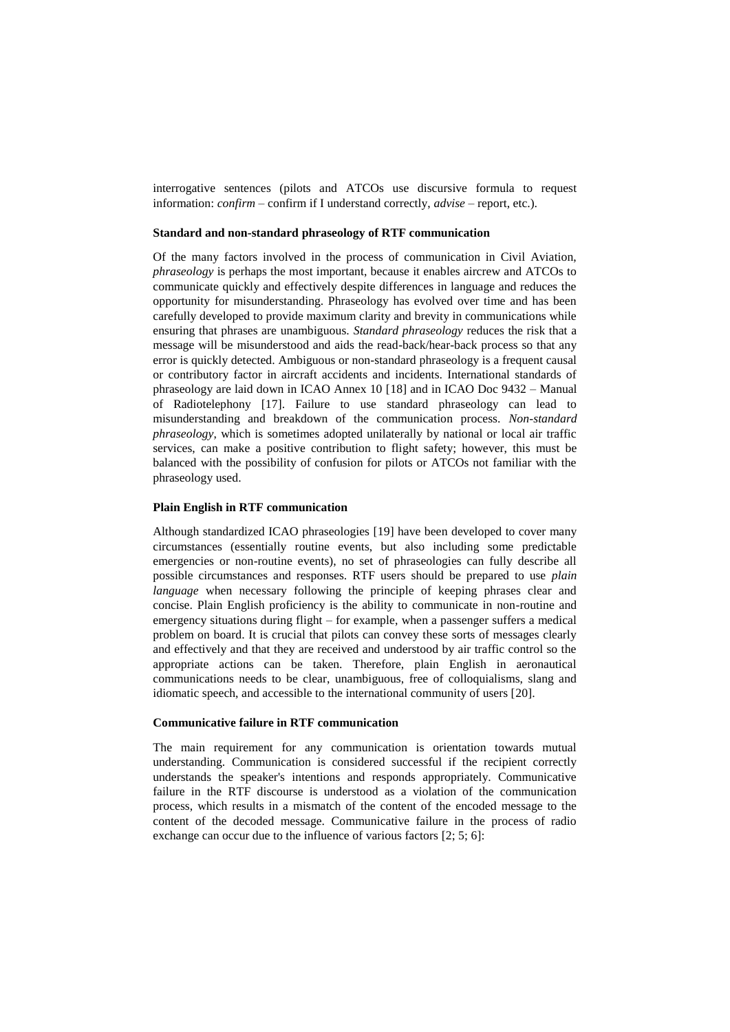interrogative sentences (pilots and ATCOs use discursive formula to request information: *confirm* – confirm if I understand correctly, *advise* – report, etc.).

**Standard and non-standard phraseology of RTF communication**

Of the many factors involved in the process of communication in Civil Aviation, *phraseology* is perhaps the most important, because it enables aircrew and ATCOs to communicate quickly and effectively despite differences in language and reduces the opportunity for misunderstanding. Phraseology has evolved over time and has been carefully developed to provide maximum clarity and brevity in communications while ensuring that phrases are unambiguous. *Standard phraseology* reduces the risk that a message will be misunderstood and aids the read-back/hear-back process so that any error is quickly detected. Ambiguous or non-standard phraseology is a frequent causal or contributory factor in aircraft accidents and incidents. International standards of phraseology are laid down in ICAO Annex 10 [18] and in ICAO Doc 9432 – Manual of Radiotelephony [17]. Failure to use standard phraseology can lead to misunderstanding and breakdown of the communication process. *Non-standard phraseology*, which is sometimes adopted unilaterally by national or local air traffic services, can make a positive contribution to flight safety; however, this must be balanced with the possibility of confusion for pilots or ATCOs not familiar with the phraseology used.

**Plain English in RTF communication**

Although standardized ICAO phraseologies [19] have been developed to cover many circumstances (essentially routine events, but also including some predictable emergencies or non-routine events), no set of phraseologies can fully describe all possible circumstances and responses. RTF users should be prepared to use *plain language* when necessary following the principle of keeping phrases clear and concise. Plain English proficiency is the ability to communicate in non-routine and emergency situations during flight – for example, when a passenger suffers a medical problem on board. It is crucial that pilots can convey these sorts of messages clearly and effectively and that they are received and understood by air traffic control so the appropriate actions can be taken. Therefore, plain English in aeronautical communications needs to be clear, unambiguous, free of colloquialisms, slang and idiomatic speech, and accessible to the international community of users [20].

**Communicative failure in RTF communication**

The main requirement for any communication is orientation towards mutual understanding. Communication is considered successful if the recipient correctly understands the speaker's intentions and responds appropriately. Communicative failure in the RTF discourse is understood as a violation of the communication process, which results in a mismatch of the content of the encoded message to the content of the decoded message. Communicative failure in the process of radio exchange can occur due to the influence of various factors [2; 5; 6]: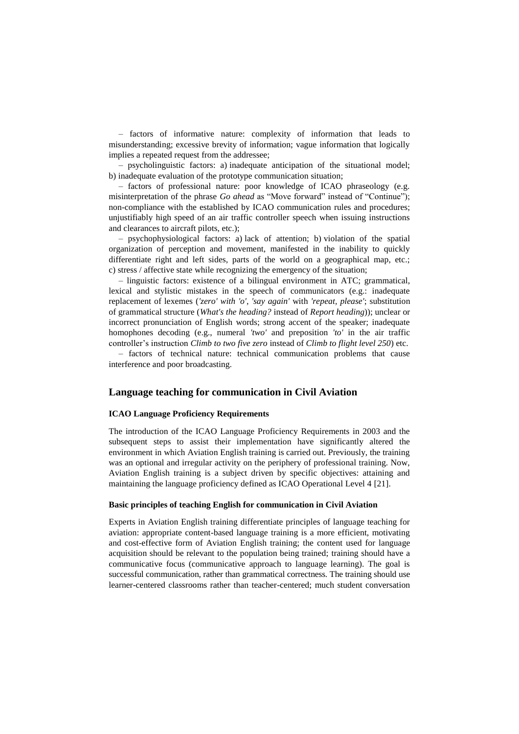– factors of informative nature: complexity of information that leads to misunderstanding; excessive brevity of information; vague information that logically implies a repeated request from the addressee;

– psycholinguistic factors: a) inadequate anticipation of the situational model; b) inadequate evaluation of the prototype communication situation;

– factors of professional nature: poor knowledge of ICAO phraseology (e.g. misinterpretation of the phrase *Go ahead* as "Move forward" instead of "Continue"); non-compliance with the established by ICAO communication rules and procedures; unjustifiably high speed of an air traffic controller speech when issuing instructions and clearances to aircraft pilots, etc.);

– psychophysiological factors: a) lack of attention; b) violation of the spatial organization of perception and movement, manifested in the inability to quickly differentiate right and left sides, parts of the world on a geographical map, etc.; c) stress / affective state while recognizing the emergency of the situation;

– linguistic factors: existence of a bilingual environment in ATC; grammatical, lexical and stylistic mistakes in the speech of communicators (e.g.: inadequate replacement of lexemes (*'zero' with 'o'*, *'say again'* with *'repeat, please'*; substitution of grammatical structure (*What's the heading?* instead of *Report heading*)); unclear or incorrect pronunciation of English words; strong accent of the speaker; inadequate homophones decoding (e.g., numeral *'two'* and preposition *'to'* in the air traffic controller's instruction *Climb to two five zero* instead of *Climb to flight level 250*) etc.

– factors of technical nature: technical communication problems that cause interference and poor broadcasting.

## Language teaching for communication in Civil Aviation

### ICAO Language Proficiency Requirements

The introduction of the ICAO Language Proficiency Requirements in 2003 and the subsequent steps to assist their implementation have significantly altered the environment in which Aviation English training is carried out. Previously, the training was an optional and irregular activity on the periphery of professional training. Now, Aviation English training is a subject driven by specific objectives: attaining and maintaining the language proficiency defined as ICAO Operational Level 4 [21].

### Basic principles of teaching English for communication in Civil Aviation

Experts in Aviation English training differentiate principles of language teaching for aviation: appropriate content-based language training is a more efficient, motivating and cost-effective form of Aviation English training; the content used for language acquisition should be relevant to the population being trained; training should have a communicative focus (communicative approach to language learning). The goal is successful communication, rather than grammatical correctness. The training should use learner-centered classrooms rather than teacher-centered; much student conversation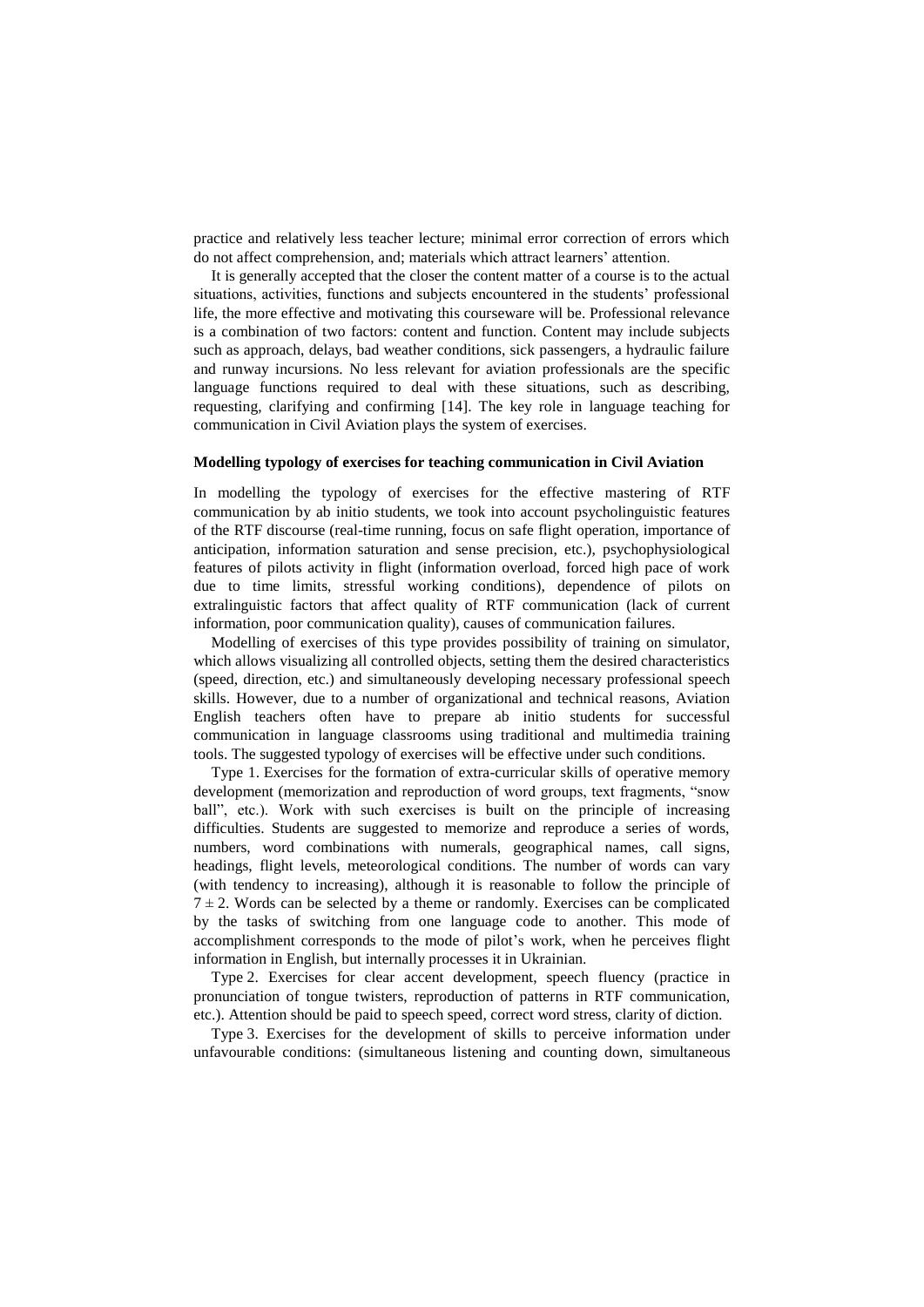practice and relatively less teacher lecture; minimal error correction of errors which do not affect comprehension, and; materials which attract learners' attention.

It is generally accepted that the closer the content matter of a course is to the actual situations, activities, functions and subjects encountered in the students' professional life, the more effective and motivating this courseware will be. Professional relevance is a combination of two factors: content and function. Content may include subjects such as approach, delays, bad weather conditions, sick passengers, a hydraulic failure and runway incursions. No less relevant for aviation professionals are the specific language functions required to deal with these situations, such as describing, requesting, clarifying and confirming [14]. The key role in language teaching for communication in Civil Aviation plays the system of exercises.

### Modelling typology of exercises for teaching communication in Civil Aviation

In modelling the typology of exercises for the effective mastering of RTF communication by ab initio students, we took into account psycholinguistic features of the RTF discourse (real-time running, focus on safe flight operation, importance of anticipation, information saturation and sense precision, etc.), psychophysiological features of pilots activity in flight (information overload, forced high pace of work due to time limits, stressful working conditions), dependence of pilots on extralinguistic factors that affect quality of RTF communication (lack of current information, poor communication quality), causes of communication failures.

Modelling of exercises of this type provides possibility of training on simulator, which allows visualizing all controlled objects, setting them the desired characteristics (speed, direction, etc.) and simultaneously developing necessary professional speech skills. However, due to a number of organizational and technical reasons, Aviation English teachers often have to prepare ab initio students for successful communication in language classrooms using traditional and multimedia training tools. The suggested typology of exercises will be effective under such conditions.

Type 1. Exercises for the formation of extra-curricular skills of operative memory development (memorization and reproduction of word groups, text fragments, "snow ball", etc.). Work with such exercises is built on the principle of increasing difficulties. Students are suggested to memorize and reproduce a series of words, numbers, word combinations with numerals, geographical names, call signs, headings, flight levels, meteorological conditions. The number of words can vary (with tendency to increasing), although it is reasonable to follow the principle of $7 \pm 2$. Words can be selected by a theme or randomly. Exercises can be complicated by the tasks of switching from one language code to another. This mode of accomplishment corresponds to the mode of pilot's work, when he perceives flight information in English, but internally processes it in Ukrainian.

Type 2. Exercises for clear accent development, speech fluency (practice in pronunciation of tongue twisters, reproduction of patterns in RTF communication, etc.). Attention should be paid to speech speed, correct word stress, clarity of diction.

Type 3. Exercises for the development of skills to perceive information under unfavourable conditions: (simultaneous listening and counting down, simultaneous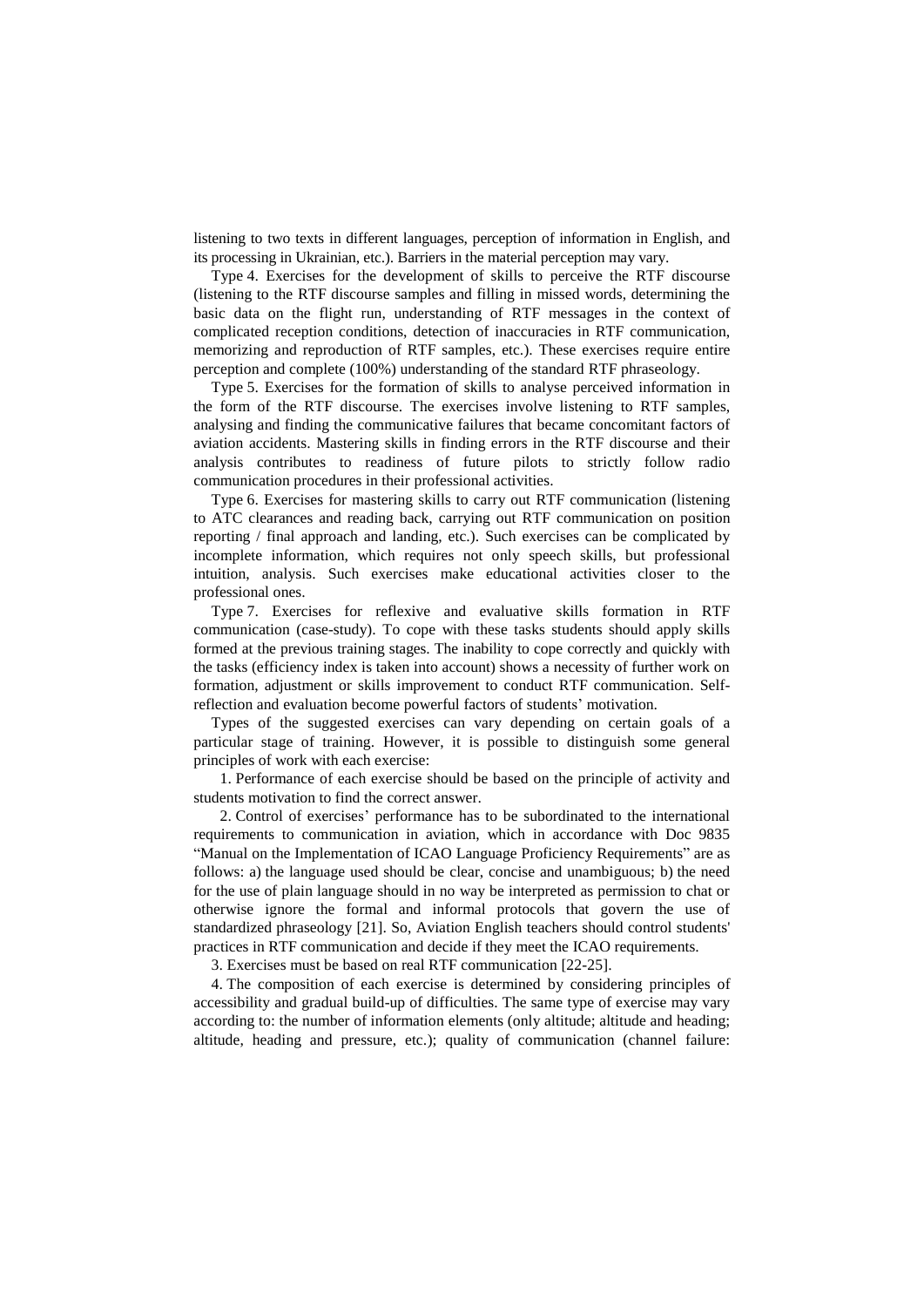listening to two texts in different languages, perception of information in English, and its processing in Ukrainian, etc.). Barriers in the material perception may vary.

Type 4. Exercises for the development of skills to perceive the RTF discourse (listening to the RTF discourse samples and filling in missed words, determining the basic data on the flight run, understanding of RTF messages in the context of complicated reception conditions, detection of inaccuracies in RTF communication, memorizing and reproduction of RTF samples, etc.). These exercises require entire perception and complete (100%) understanding of the standard RTF phraseology.

Type 5. Exercises for the formation of skills to analyse perceived information in the form of the RTF discourse. The exercises involve listening to RTF samples, analysing and finding the communicative failures that became concomitant factors of aviation accidents. Mastering skills in finding errors in the RTF discourse and their analysis contributes to readiness of future pilots to strictly follow radio communication procedures in their professional activities.

Type 6. Exercises for mastering skills to carry out RTF communication (listening to ATC clearances and reading back, carrying out RTF communication on position reporting / final approach and landing, etc.). Such exercises can be complicated by incomplete information, which requires not only speech skills, but professional intuition, analysis. Such exercises make educational activities closer to the professional ones.

Type 7. Exercises for reflexive and evaluative skills formation in RTF communication (case-study). To cope with these tasks students should apply skills formed at the previous training stages. The inability to cope correctly and quickly with the tasks (efficiency index is taken into account) shows a necessity of further work on formation, adjustment or skills improvement to conduct RTF communication. Self-reflection and evaluation become powerful factors of students' motivation.

Types of the suggested exercises can vary depending on certain goals of a particular stage of training. However, it is possible to distinguish some general principles of work with each exercise:

1. Performance of each exercise should be based on the principle of activity and students motivation to find the correct answer.

2. Control of exercises' performance has to be subordinated to the international requirements to communication in aviation, which in accordance with Doc 9835 "Manual on the Implementation of ICAO Language Proficiency Requirements" are as follows: a) the language used should be clear, concise and unambiguous; b) the need for the use of plain language should in no way be interpreted as permission to chat or otherwise ignore the formal and informal protocols that govern the use of standardized phraseology [21]. So, Aviation English teachers should control students' practices in RTF communication and decide if they meet the ICAO requirements.

3. Exercises must be based on real RTF communication [22-25].

4. The composition of each exercise is determined by considering principles of accessibility and gradual build-up of difficulties. The same type of exercise may vary according to: the number of information elements (only altitude; altitude and heading; altitude, heading and pressure, etc.); quality of communication (channel failure: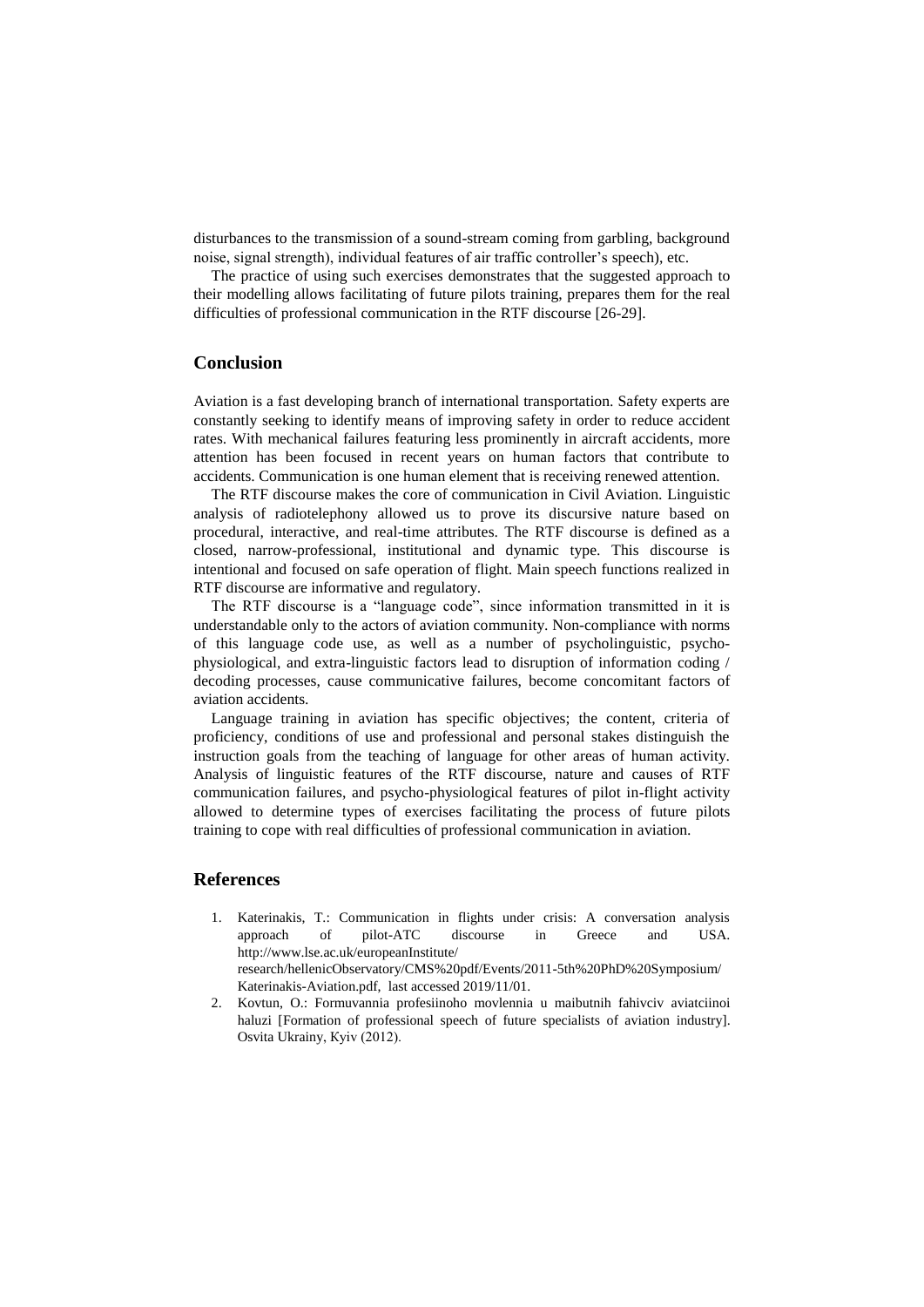disturbances to the transmission of a sound-stream coming from garbling, background noise, signal strength), individual features of air traffic controller's speech), etc.

The practice of using such exercises demonstrates that the suggested approach to their modelling allows facilitating of future pilots training, prepares them for the real difficulties of professional communication in the RTF discourse [26-29].

## Conclusion

Aviation is a fast developing branch of international transportation. Safety experts are constantly seeking to identify means of improving safety in order to reduce accident rates. With mechanical failures featuring less prominently in aircraft accidents, more attention has been focused in recent years on human factors that contribute to accidents. Communication is one human element that is receiving renewed attention.

The RTF discourse makes the core of communication in Civil Aviation. Linguistic analysis of radiotelephony allowed us to prove its discursive nature based on procedural, interactive, and real-time attributes. The RTF discourse is defined as a closed, narrow-professional, institutional and dynamic type. This discourse is intentional and focused on safe operation of flight. Main speech functions realized in RTF discourse are informative and regulatory.

The RTF discourse is a "language code", since information transmitted in it is understandable only to the actors of aviation community. Non-compliance with norms of this language code use, as well as a number of psycholinguistic, psycho-physiological, and extra-linguistic factors lead to disruption of information coding / decoding processes, cause communicative failures, become concomitant factors of aviation accidents.

Language training in aviation has specific objectives; the content, criteria of proficiency, conditions of use and professional and personal stakes distinguish the instruction goals from the teaching of language for other areas of human activity. Analysis of linguistic features of the RTF discourse, nature and causes of RTF communication failures, and psycho-physiological features of pilot in-flight activity allowed to determine types of exercises facilitating the process of future pilots training to cope with real difficulties of professional communication in aviation.

## References

1. Katerinakis, T.: Communication in flights under crisis: A conversation analysis approach of pilot-ATC discourse in Greece and USA. http://www.lse.ac.uk/europeanInstitute/research/hellenicObservatory/CMS%20pdf/Events/2011-5th%20PhD%20Symposium/Katerinakis-Aviation.pdf, last accessed 2019/11/01.
2. Kovtun, O.: Formuvannia profesiinoho movlennia u maibutnih fahivciv aviatciinoi haluzi [Formation of professional speech of future specialists of aviation industry]. Osvita Ukrainy, Kyiv (2012).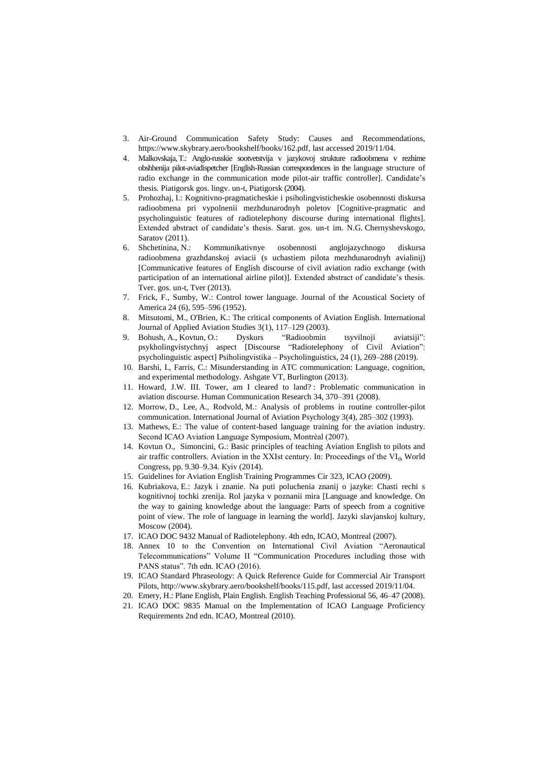3. Air-Ground Communication Safety Study: Causes and Recommendations, https://www.skybrary.aero/bookshelf/books/162.pdf, last accessed 2019/11/04.
4. Malkovskaja, T.: Anglo-russkie sootvetstvija v jazykovoj strukture radioobmena v rezhime obshhenija pilot-aviadispetcher [English-Russian correspondences in the language structure of radio exchange in the communication mode pilot-air traffic controller]. Candidate's thesis. Piatigorsk gos. lingv. un-t, Piatigorsk (2004).
5. Prohozhaj, I.: Kognitivno-pragmaticheskie i psiholingvisticheskie osobennosti diskursa radioobmena pri vypolnenii mezhdunarodnyh poletov [Cognitive-pragmatic and psycholinguistic features of radiotelephony discourse during international flights]. Extended abstract of candidate's thesis. Sarat. gos. un-t im. N.G. Chernyshevskogo, Saratov (2011).
6. Shchetinina, N.: Kommunikativnye osobennosti anglojazychnogo diskursa radioobmena grazhdanskoj aviacii (s uchastiem pilota mezhdunarodnyh avialinij) [Communicative features of English discourse of civil aviation radio exchange (with participation of an international airline pilot)]. Extended abstract of candidate's thesis. Tver. gos. un-t, Tver (2013).
7. Frick, F., Sumby, W.: Control tower language. Journal of the Acoustical Society of America 24 (6), 595–596 (1952).
8. Mitsutomi, M., O'Brien, K.: The critical components of Aviation English. International Journal of Applied Aviation Studies 3(1), 117–129 (2003).
9. Bohush, A., Kovtun, O.: Dyskurs "Radioobmin tsyvilnoji aviatsiji": psykholingvistychnyj aspect [Discourse "Radiotelephony of Civil Aviation": psycholinguistic aspect] Psiholingvistika – Psycholinguistics, 24 (1), 269–288 (2019).
10. Barshi, I., Farris, C.: Misunderstanding in ATC communication: Language, cognition, and experimental methodology. Ashgate VT, Burlington (2013).
11. Howard, J.W. III. Tower, am I cleared to land? : Problematic communication in aviation discourse. Human Communication Research 34, 370–391 (2008).
12. Morrow, D., Lee, A., Rodvold, M.: Analysis of problems in routine controller-pilot communication. International Journal of Aviation Psychology 3(4), 285–302 (1993).
13. Mathews, E.: The value of content-based language training for the aviation industry. Second ICAO Aviation Language Symposium, Montréal (2007).
14. Kovtun O., Simoncini, G.: Basic principles of teaching Aviation English to pilots and air traffic controllers. Aviation in the XXIst century. In: Proceedings of the $VI_{th}$ World Congress, pp. 9.30–9.34. Kyiv (2014).
15. Guidelines for Aviation English Training Programmes Cir 323, ICAO (2009).
16. Kubriakova, E.: Jazyk i znanie. Na puti poluchenia znanij o jazyke: Chasti rechi s kognitivnoj tochki zrenija. Rol jazyka v poznanii mira [Language and knowledge. On the way to gaining knowledge about the language: Parts of speech from a cognitive point of view. The role of language in learning the world]. Jazyki slavjanskoj kultury, Moscow (2004).
17. ICAO DOC 9432 Manual of Radiotelephony. 4th edn, ICAO, Montreal (2007).
18. Annex 10 to the Convention on International Civil Aviation "Aeronautical Telecommunications" Volume II "Communication Procedures including those with PANS status". 7th edn. ICAO (2016).
19. ICAO Standard Phraseology: A Quick Reference Guide for Commercial Air Transport Pilots, http://www.skybrary.aero/bookshelf/books/115.pdf, last accessed 2019/11/04.
20. Emery, H.: Plane English, Plain English. English Teaching Professional 56, 46–47 (2008).
21. ICAO DOC 9835 Manual on the Implementation of ICAO Language Proficiency Requirements 2nd edn. ICAO, Montreal (2010).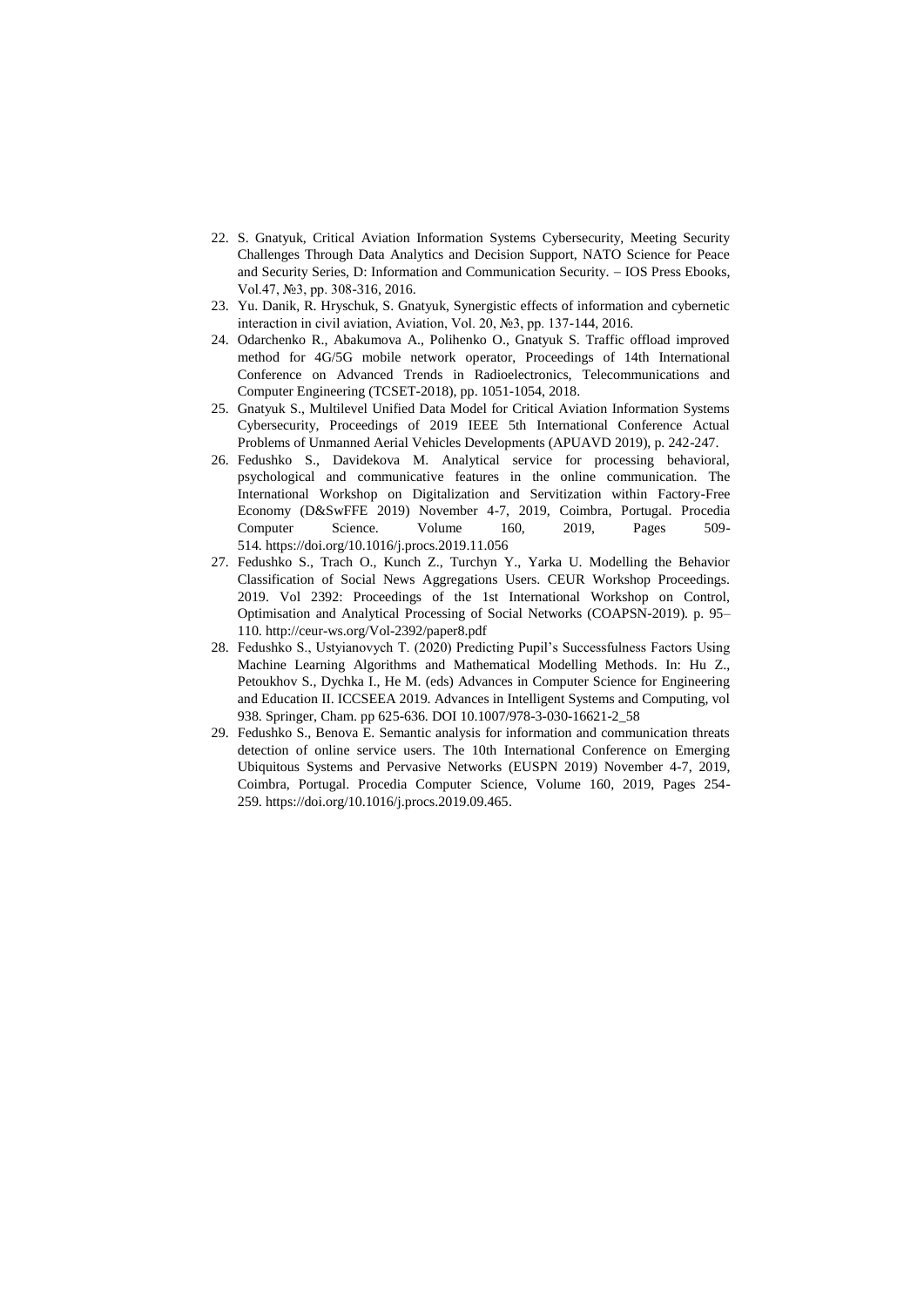22. S. Gnatyuk, Critical Aviation Information Systems Cybersecurity, Meeting Security Challenges Through Data Analytics and Decision Support, NATO Science for Peace and Security Series, D: Information and Communication Security. – IOS Press Ebooks, Vol.47, №3, pp. 308-316, 2016.
23. Yu. Danik, R. Hryschuk, S. Gnatyuk, Synergistic effects of information and cybernetic interaction in civil aviation, Aviation, Vol. 20, №3, pp. 137-144, 2016.
24. Odarchenko R., Abakumova A., Polihenko O., Gnatyuk S. Traffic offload improved method for 4G/5G mobile network operator, Proceedings of 14th International Conference on Advanced Trends in Radioelectronics, Telecommunications and Computer Engineering (TCSET-2018), pp. 1051-1054, 2018.
25. Gnatyuk S., Multilevel Unified Data Model for Critical Aviation Information Systems Cybersecurity, Proceedings of 2019 IEEE 5th International Conference Actual Problems of Unmanned Aerial Vehicles Developments (APUAVD 2019), p. 242-247.
26. Fedushko S., Davidekova M. Analytical service for processing behavioral, psychological and communicative features in the online communication. The International Workshop on Digitalization and Servitization within Factory-Free Economy (D&SwFFE 2019) November 4-7, 2019, Coimbra, Portugal. Procedia Computer Science. Volume 160, 2019, Pages 509-514. https://doi.org/10.1016/j.procs.2019.11.056
27. Fedushko S., Trach O., Kunch Z., Turchyn Y., Yarka U. Modelling the Behavior Classification of Social News Aggregations Users. CEUR Workshop Proceedings. 2019. Vol 2392: Proceedings of the 1st International Workshop on Control, Optimisation and Analytical Processing of Social Networks (COAPSN-2019). p. 95–110. http://ceur-ws.org/Vol-2392/paper8.pdf
28. Fedushko S., Ustyianovych T. (2020) Predicting Pupil's Successfulness Factors Using Machine Learning Algorithms and Mathematical Modelling Methods. In: Hu Z., Petoukhov S., Dychka I., He M. (eds) Advances in Computer Science for Engineering and Education II. ICCSEEA 2019. Advances in Intelligent Systems and Computing, vol 938. Springer, Cham. pp 625-636. DOI 10.1007/978-3-030-16621-2_58
29. Fedushko S., Benova E. Semantic analysis for information and communication threats detection of online service users. The 10th International Conference on Emerging Ubiquitous Systems and Pervasive Networks (EUSPN 2019) November 4-7, 2019, Coimbra, Portugal. Procedia Computer Science, Volume 160, 2019, Pages 254-259. https://doi.org/10.1016/j.procs.2019.09.465.